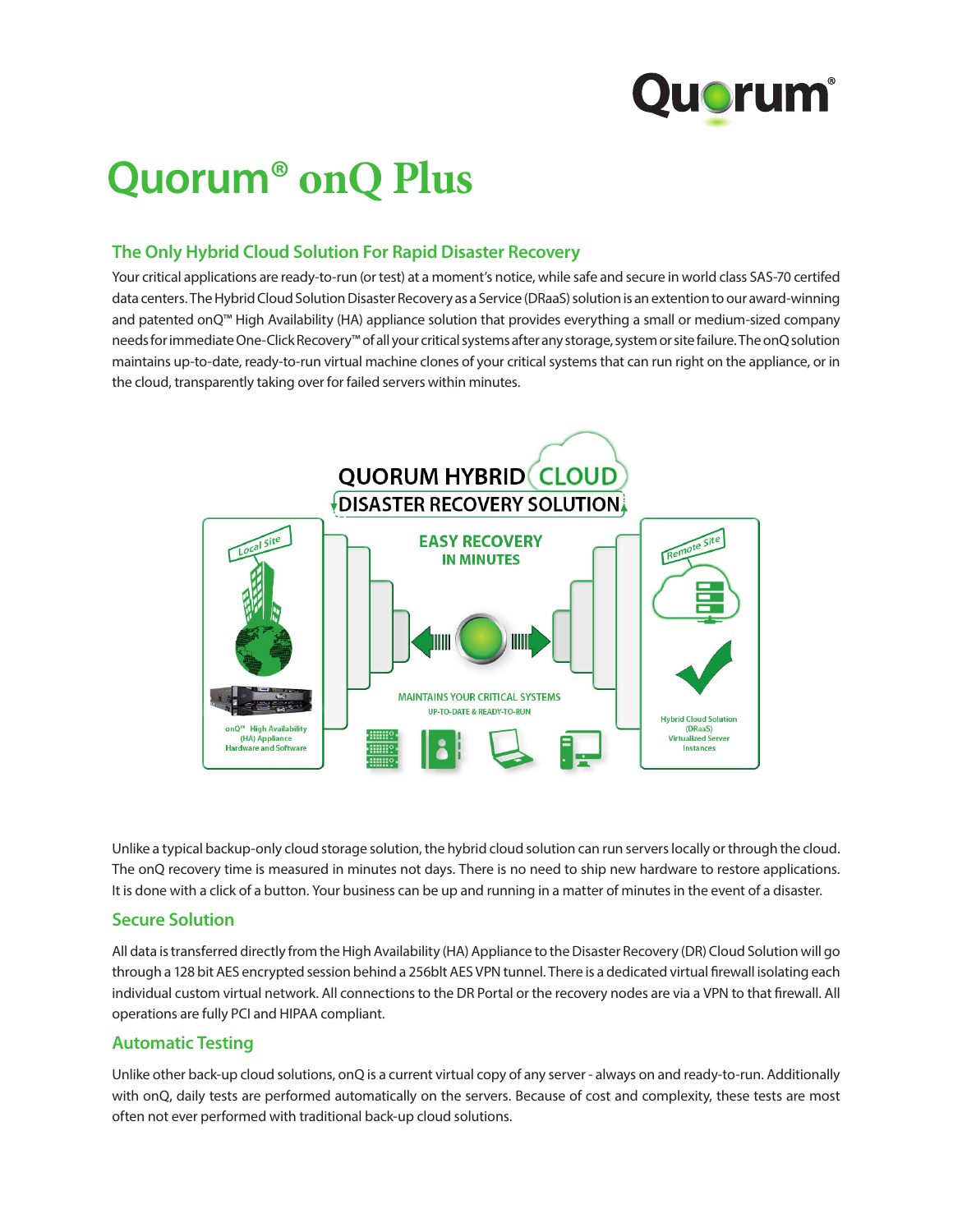# Quorum® onQ Plus

## The Only Hybrid Cloud Solution For Rapid Disaster Recovery

Your critical applications are ready-to-run (or test) at a moment's notice, while safe and secure in world class SAS-70 certifed data centers. The Hybrid Cloud Solution Disaster Recovery as a Service (DRaaS) solution is an extention to our award-winning and patented onQ™ High Availability (HA) appliance solution that provides everything a small or medium-sized company needs for immediate One-Click Recovery™ of all your critical systems after any storage, system or site failure. The onQ solution maintains up-to-date, ready-to-run virtual machine clones of your critical systems that can run right on the appliance, or in the cloud, transparently taking over for failed servers within minutes.

QUORUM HYBRID CLOUD
DISASTER RECOVERY SOLUTION

Local Site

onQ™ High Availability (HA) Appliance Hardware and Software

EASY RECOVERY IN MINUTES

MAINTAINS YOUR CRITICAL SYSTEMS UP-TO-DATE & READY-TO-RUN

Remote Site

Hybrid Cloud Solution (DRaaS) Virtualized Server Instances

Unlike a typical backup-only cloud storage solution, the hybrid cloud solution can run servers locally or through the cloud. The onQ recovery time is measured in minutes not days. There is no need to ship new hardware to restore applications. It is done with a click of a button. Your business can be up and running in a matter of minutes in the event of a disaster.

## Secure Solution

All data is transferred directly from the High Availability (HA) Appliance to the Disaster Recovery (DR) Cloud Solution will go through a 128 bit AES encrypted session behind a 256blt AES VPN tunnel. There is a dedicated virtual firewall isolating each individual custom virtual network. All connections to the DR Portal or the recovery nodes are via a VPN to that firewall. All operations are fully PCI and HIPAA compliant.

## Automatic Testing

Unlike other back-up cloud solutions, onQ is a current virtual copy of any server - always on and ready-to-run. Additionally with onQ, daily tests are performed automatically on the servers. Because of cost and complexity, these tests are most often not ever performed with traditional back-up cloud solutions.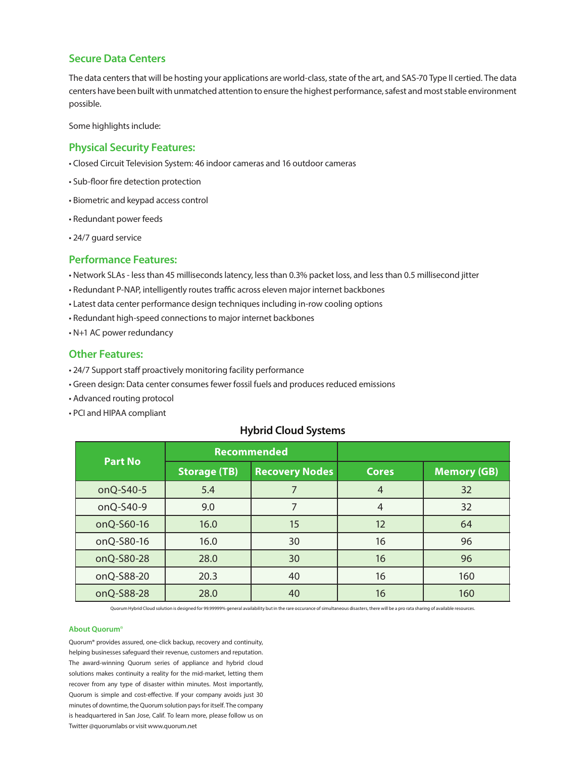## Secure Data Centers

The data centers that will be hosting your applications are world-class, state of the art, and SAS-70 Type II certied. The data centers have been built with unmatched attention to ensure the highest performance, safest and most stable environment possible.

Some highlights include:

### Physical Security Features:

- Closed Circuit Television System: 46 indoor cameras and 16 outdoor cameras
- Sub-floor fire detection protection
- Biometric and keypad access control
- Redundant power feeds
- 24/7 guard service

### Performance Features:

- Network SLAs - less than 45 milliseconds latency, less than 0.3% packet loss, and less than 0.5 millisecond jitter
- Redundant P-NAP, intelligently routes traffic across eleven major internet backbones
- Latest data center performance design techniques including in-row cooling options
- Redundant high-speed connections to major internet backbones
- N+1 AC power redundancy

### Other Features:

- 24/7 Support staff proactively monitoring facility performance
- Green design: Data center consumes fewer fossil fuels and produces reduced emissions
- Advanced routing protocol
- PCI and HIPAA compliant

**Hybrid Cloud Systems**

| Part No | Recommended | | | |
|---|---|---|---|---|
| | Storage (TB) | Recovery Nodes | Cores | Memory (GB) |
| onQ-S40-5 | 5.4 | 7 | 4 | 32 |
| onQ-S40-9 | 9.0 | 7 | 4 | 32 |
| onQ-S60-16 | 16.0 | 15 | 12 | 64 |
| onQ-S80-16 | 16.0 | 30 | 16 | 96 |
| onQ-S80-28 | 28.0 | 30 | 16 | 96 |
| onQ-S88-20 | 20.3 | 40 | 16 | 160 |
| onQ-S88-28 | 28.0 | 40 | 16 | 160 |

Quorum Hybrid Cloud solution is designed for 99.99999% general availability but in the rare occurance of simultaneous disasters, there will be a pro rata sharing of available resources.

#### About Quorum®

Quorum® provides assured, one-click backup, recovery and continuity, helping businesses safeguard their revenue, customers and reputation. The award-winning Quorum series of appliance and hybrid cloud solutions makes continuity a reality for the mid-market, letting them recover from any type of disaster within minutes. Most importantly, Quorum is simple and cost-effective. If your company avoids just 30 minutes of downtime, the Quorum solution pays for itself. The company is headquartered in San Jose, Calif. To learn more, please follow us on Twitter @quorumlabs or visit www.quorum.net